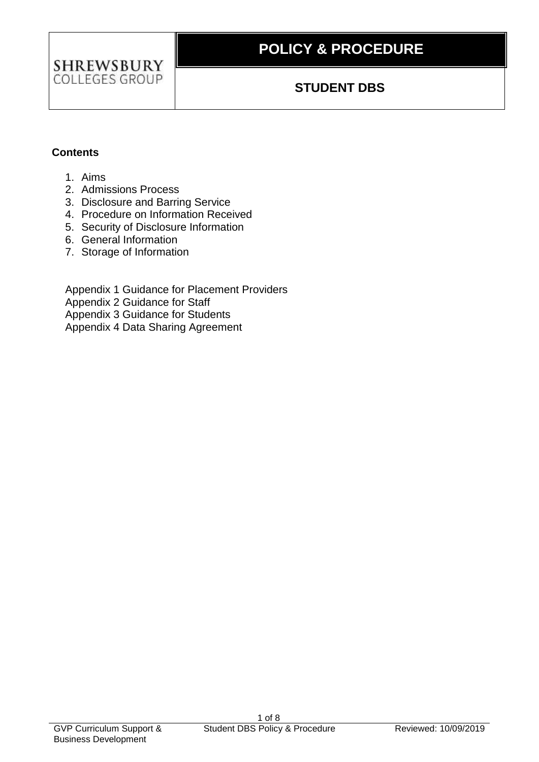**SHREWSBURY COLLEGES GROUP**

# POLICY & PROCEDURE

## STUDENT DBS

**Contents**

1. Aims
2. Admissions Process
3. Disclosure and Barring Service
4. Procedure on Information Received
5. Security of Disclosure Information
6. General Information
7. Storage of Information

Appendix 1 Guidance for Placement Providers
Appendix 2 Guidance for Staff
Appendix 3 Guidance for Students
Appendix 4 Data Sharing Agreement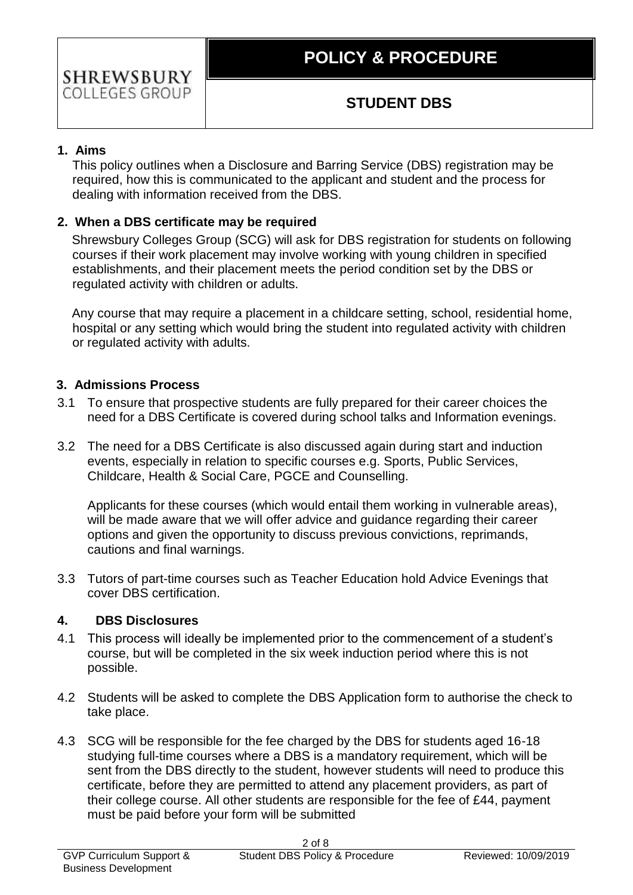**SHREWSBURY COLLEGES GROUP**

# POLICY & PROCEDURE

## STUDENT DBS

### 1. Aims

This policy outlines when a Disclosure and Barring Service (DBS) registration may be required, how this is communicated to the applicant and student and the process for dealing with information received from the DBS.

### 2. When a DBS certificate may be required

Shrewsbury Colleges Group (SCG) will ask for DBS registration for students on following courses if their work placement may involve working with young children in specified establishments, and their placement meets the period condition set by the DBS or regulated activity with children or adults.

Any course that may require a placement in a childcare setting, school, residential home, hospital or any setting which would bring the student into regulated activity with children or regulated activity with adults.

### 3. Admissions Process

3.1 To ensure that prospective students are fully prepared for their career choices the need for a DBS Certificate is covered during school talks and Information evenings.

3.2 The need for a DBS Certificate is also discussed again during start and induction events, especially in relation to specific courses e.g. Sports, Public Services, Childcare, Health & Social Care, PGCE and Counselling.

Applicants for these courses (which would entail them working in vulnerable areas), will be made aware that we will offer advice and guidance regarding their career options and given the opportunity to discuss previous convictions, reprimands, cautions and final warnings.

3.3 Tutors of part-time courses such as Teacher Education hold Advice Evenings that cover DBS certification.

### 4. DBS Disclosures

4.1 This process will ideally be implemented prior to the commencement of a student's course, but will be completed in the six week induction period where this is not possible.

4.2 Students will be asked to complete the DBS Application form to authorise the check to take place.

4.3 SCG will be responsible for the fee charged by the DBS for students aged 16-18 studying full-time courses where a DBS is a mandatory requirement, which will be sent from the DBS directly to the student, however students will need to produce this certificate, before they are permitted to attend any placement providers, as part of their college course. All other students are responsible for the fee of £44, payment must be paid before your form will be submitted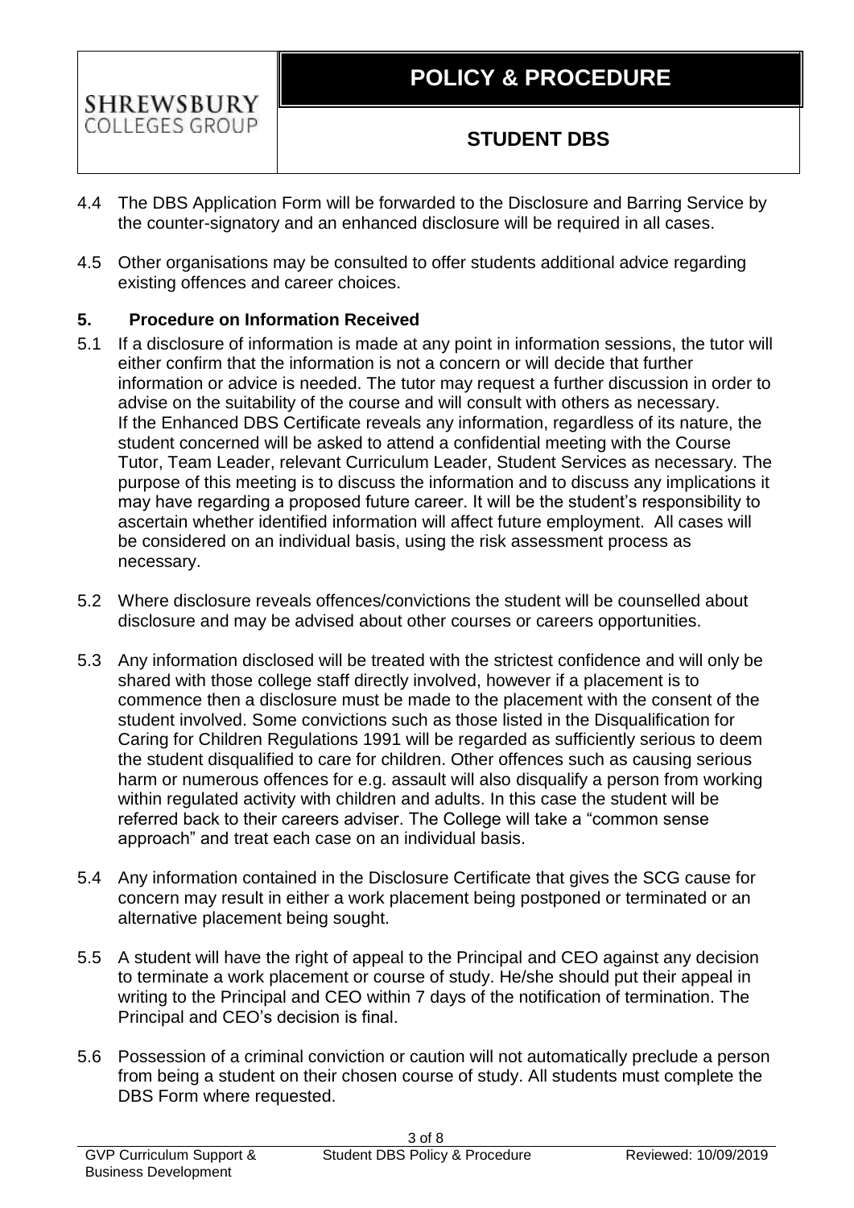4.4 The DBS Application Form will be forwarded to the Disclosure and Barring Service by the counter-signatory and an enhanced disclosure will be required in all cases.

4.5 Other organisations may be consulted to offer students additional advice regarding existing offences and career choices.

## 5. Procedure on Information Received

5.1 If a disclosure of information is made at any point in information sessions, the tutor will either confirm that the information is not a concern or will decide that further information or advice is needed. The tutor may request a further discussion in order to advise on the suitability of the course and will consult with others as necessary. If the Enhanced DBS Certificate reveals any information, regardless of its nature, the student concerned will be asked to attend a confidential meeting with the Course Tutor, Team Leader, relevant Curriculum Leader, Student Services as necessary. The purpose of this meeting is to discuss the information and to discuss any implications it may have regarding a proposed future career. It will be the student's responsibility to ascertain whether identified information will affect future employment. All cases will be considered on an individual basis, using the risk assessment process as necessary.

5.2 Where disclosure reveals offences/convictions the student will be counselled about disclosure and may be advised about other courses or careers opportunities.

5.3 Any information disclosed will be treated with the strictest confidence and will only be shared with those college staff directly involved, however if a placement is to commence then a disclosure must be made to the placement with the consent of the student involved. Some convictions such as those listed in the Disqualification for Caring for Children Regulations 1991 will be regarded as sufficiently serious to deem the student disqualified to care for children. Other offences such as causing serious harm or numerous offences for e.g. assault will also disqualify a person from working within regulated activity with children and adults. In this case the student will be referred back to their careers adviser. The College will take a "common sense approach" and treat each case on an individual basis.

5.4 Any information contained in the Disclosure Certificate that gives the SCG cause for concern may result in either a work placement being postponed or terminated or an alternative placement being sought.

5.5 A student will have the right of appeal to the Principal and CEO against any decision to terminate a work placement or course of study. He/she should put their appeal in writing to the Principal and CEO within 7 days of the notification of termination. The Principal and CEO's decision is final.

5.6 Possession of a criminal conviction or caution will not automatically preclude a person from being a student on their chosen course of study. All students must complete the DBS Form where requested.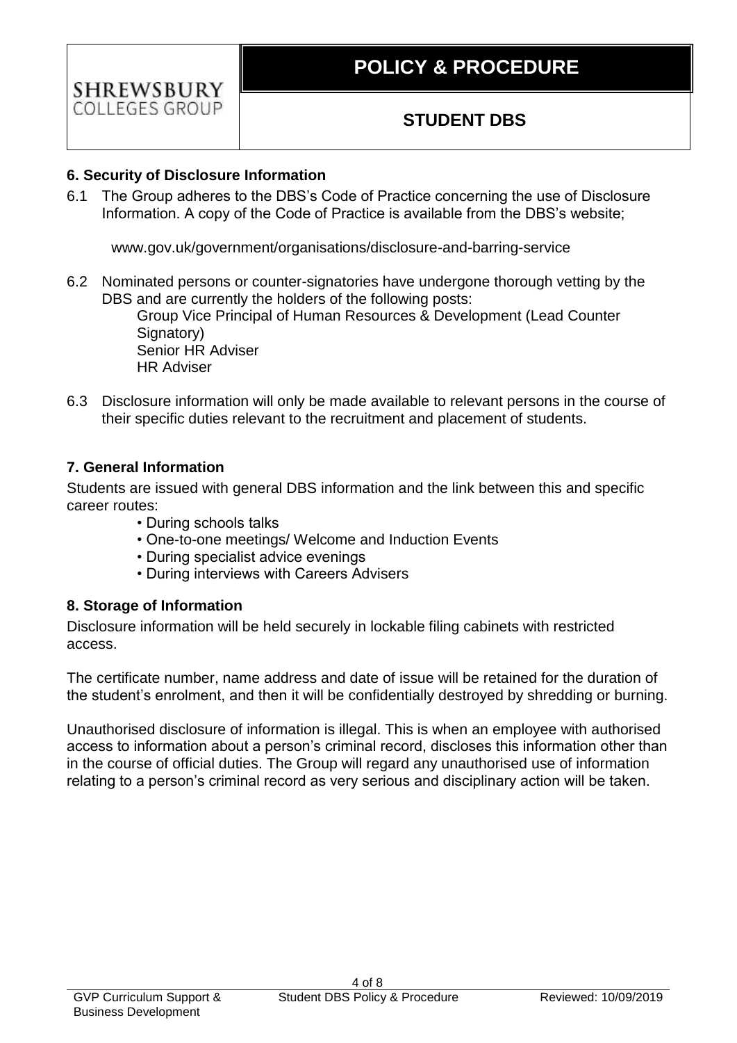## 6. Security of Disclosure Information

6.1 The Group adheres to the DBS's Code of Practice concerning the use of Disclosure Information. A copy of the Code of Practice is available from the DBS's website;

www.gov.uk/government/organisations/disclosure-and-barring-service

6.2 Nominated persons or counter-signatories have undergone thorough vetting by the DBS and are currently the holders of the following posts:

Group Vice Principal of Human Resources & Development (Lead Counter Signatory)
Senior HR Adviser
HR Adviser

6.3 Disclosure information will only be made available to relevant persons in the course of their specific duties relevant to the recruitment and placement of students.

## 7. General Information

Students are issued with general DBS information and the link between this and specific career routes:

- During schools talks
- One-to-one meetings/ Welcome and Induction Events
- During specialist advice evenings
- During interviews with Careers Advisers

## 8. Storage of Information

Disclosure information will be held securely in lockable filing cabinets with restricted access.

The certificate number, name address and date of issue will be retained for the duration of the student's enrolment, and then it will be confidentially destroyed by shredding or burning.

Unauthorised disclosure of information is illegal. This is when an employee with authorised access to information about a person's criminal record, discloses this information other than in the course of official duties. The Group will regard any unauthorised use of information relating to a person's criminal record as very serious and disciplinary action will be taken.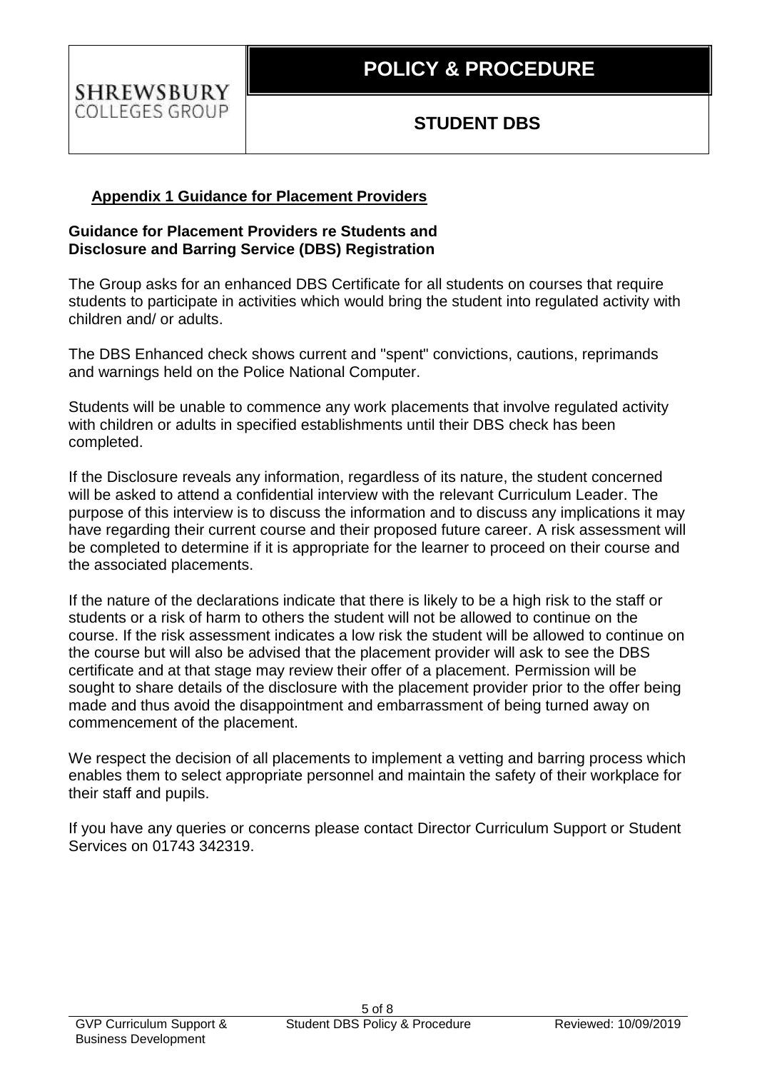## Appendix 1 Guidance for Placement Providers

**Guidance for Placement Providers re Students and Disclosure and Barring Service (DBS) Registration**

The Group asks for an enhanced DBS Certificate for all students on courses that require students to participate in activities which would bring the student into regulated activity with children and/ or adults.

The DBS Enhanced check shows current and "spent" convictions, cautions, reprimands and warnings held on the Police National Computer.

Students will be unable to commence any work placements that involve regulated activity with children or adults in specified establishments until their DBS check has been completed.

If the Disclosure reveals any information, regardless of its nature, the student concerned will be asked to attend a confidential interview with the relevant Curriculum Leader. The purpose of this interview is to discuss the information and to discuss any implications it may have regarding their current course and their proposed future career. A risk assessment will be completed to determine if it is appropriate for the learner to proceed on their course and the associated placements.

If the nature of the declarations indicate that there is likely to be a high risk to the staff or students or a risk of harm to others the student will not be allowed to continue on the course. If the risk assessment indicates a low risk the student will be allowed to continue on the course but will also be advised that the placement provider will ask to see the DBS certificate and at that stage may review their offer of a placement. Permission will be sought to share details of the disclosure with the placement provider prior to the offer being made and thus avoid the disappointment and embarrassment of being turned away on commencement of the placement.

We respect the decision of all placements to implement a vetting and barring process which enables them to select appropriate personnel and maintain the safety of their workplace for their staff and pupils.

If you have any queries or concerns please contact Director Curriculum Support or Student Services on 01743 342319.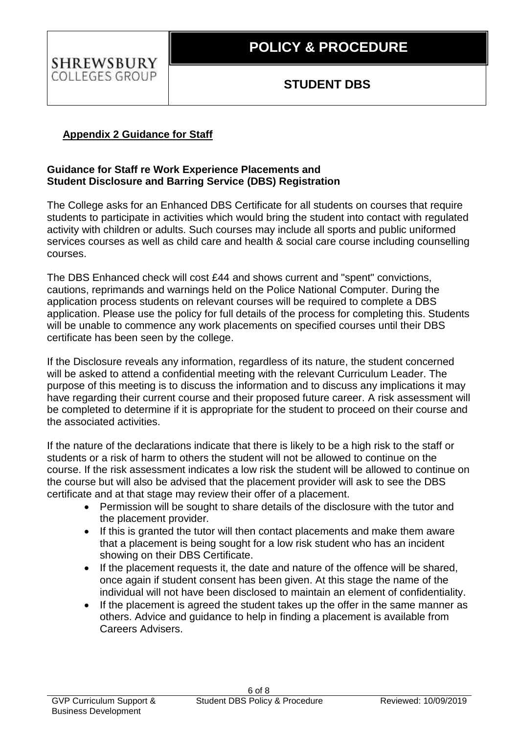## Appendix 2 Guidance for Staff

**Guidance for Staff re Work Experience Placements and Student Disclosure and Barring Service (DBS) Registration**

The College asks for an Enhanced DBS Certificate for all students on courses that require students to participate in activities which would bring the student into contact with regulated activity with children or adults. Such courses may include all sports and public uniformed services courses as well as child care and health & social care course including counselling courses.

The DBS Enhanced check will cost £44 and shows current and "spent" convictions, cautions, reprimands and warnings held on the Police National Computer. During the application process students on relevant courses will be required to complete a DBS application. Please use the policy for full details of the process for completing this. Students will be unable to commence any work placements on specified courses until their DBS certificate has been seen by the college.

If the Disclosure reveals any information, regardless of its nature, the student concerned will be asked to attend a confidential meeting with the relevant Curriculum Leader. The purpose of this meeting is to discuss the information and to discuss any implications it may have regarding their current course and their proposed future career. A risk assessment will be completed to determine if it is appropriate for the student to proceed on their course and the associated activities.

If the nature of the declarations indicate that there is likely to be a high risk to the staff or students or a risk of harm to others the student will not be allowed to continue on the course. If the risk assessment indicates a low risk the student will be allowed to continue on the course but will also be advised that the placement provider will ask to see the DBS certificate and at that stage may review their offer of a placement.

- Permission will be sought to share details of the disclosure with the tutor and the placement provider.
- If this is granted the tutor will then contact placements and make them aware that a placement is being sought for a low risk student who has an incident showing on their DBS Certificate.
- If the placement requests it, the date and nature of the offence will be shared, once again if student consent has been given. At this stage the name of the individual will not have been disclosed to maintain an element of confidentiality.
- If the placement is agreed the student takes up the offer in the same manner as others. Advice and guidance to help in finding a placement is available from Careers Advisers.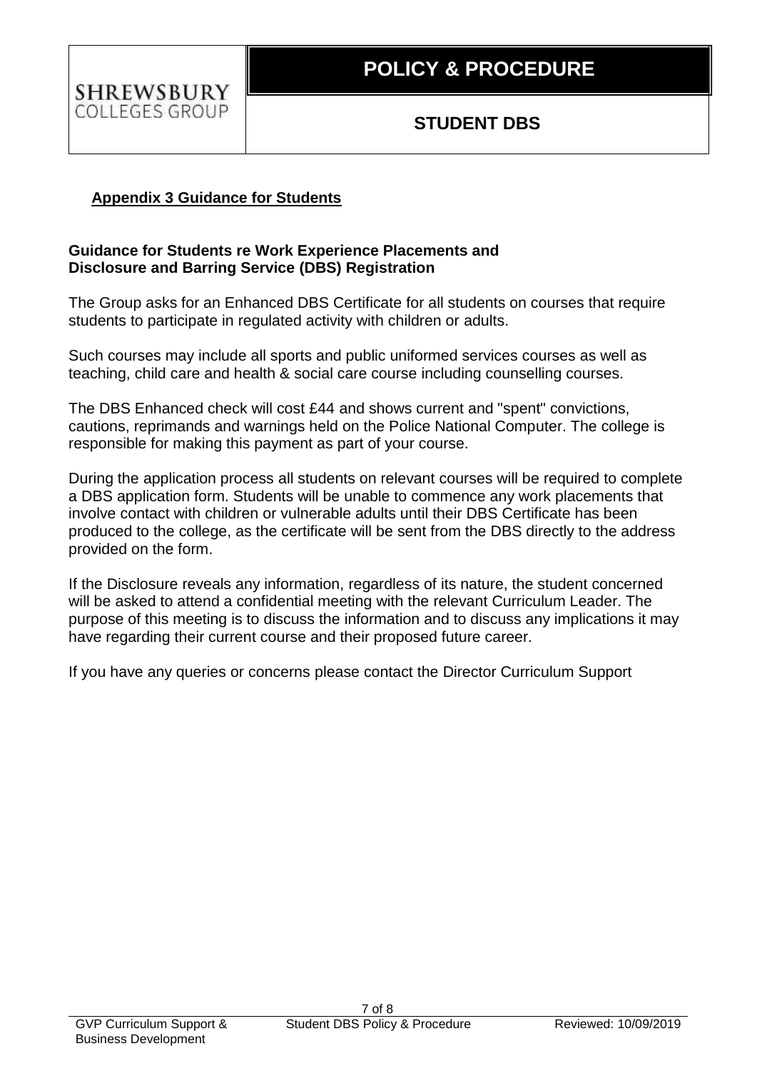## Appendix 3 Guidance for Students

**Guidance for Students re Work Experience Placements and Disclosure and Barring Service (DBS) Registration**

The Group asks for an Enhanced DBS Certificate for all students on courses that require students to participate in regulated activity with children or adults.

Such courses may include all sports and public uniformed services courses as well as teaching, child care and health & social care course including counselling courses.

The DBS Enhanced check will cost £44 and shows current and "spent" convictions, cautions, reprimands and warnings held on the Police National Computer. The college is responsible for making this payment as part of your course.

During the application process all students on relevant courses will be required to complete a DBS application form. Students will be unable to commence any work placements that involve contact with children or vulnerable adults until their DBS Certificate has been produced to the college, as the certificate will be sent from the DBS directly to the address provided on the form.

If the Disclosure reveals any information, regardless of its nature, the student concerned will be asked to attend a confidential meeting with the relevant Curriculum Leader. The purpose of this meeting is to discuss the information and to discuss any implications it may have regarding their current course and their proposed future career.

If you have any queries or concerns please contact the Director Curriculum Support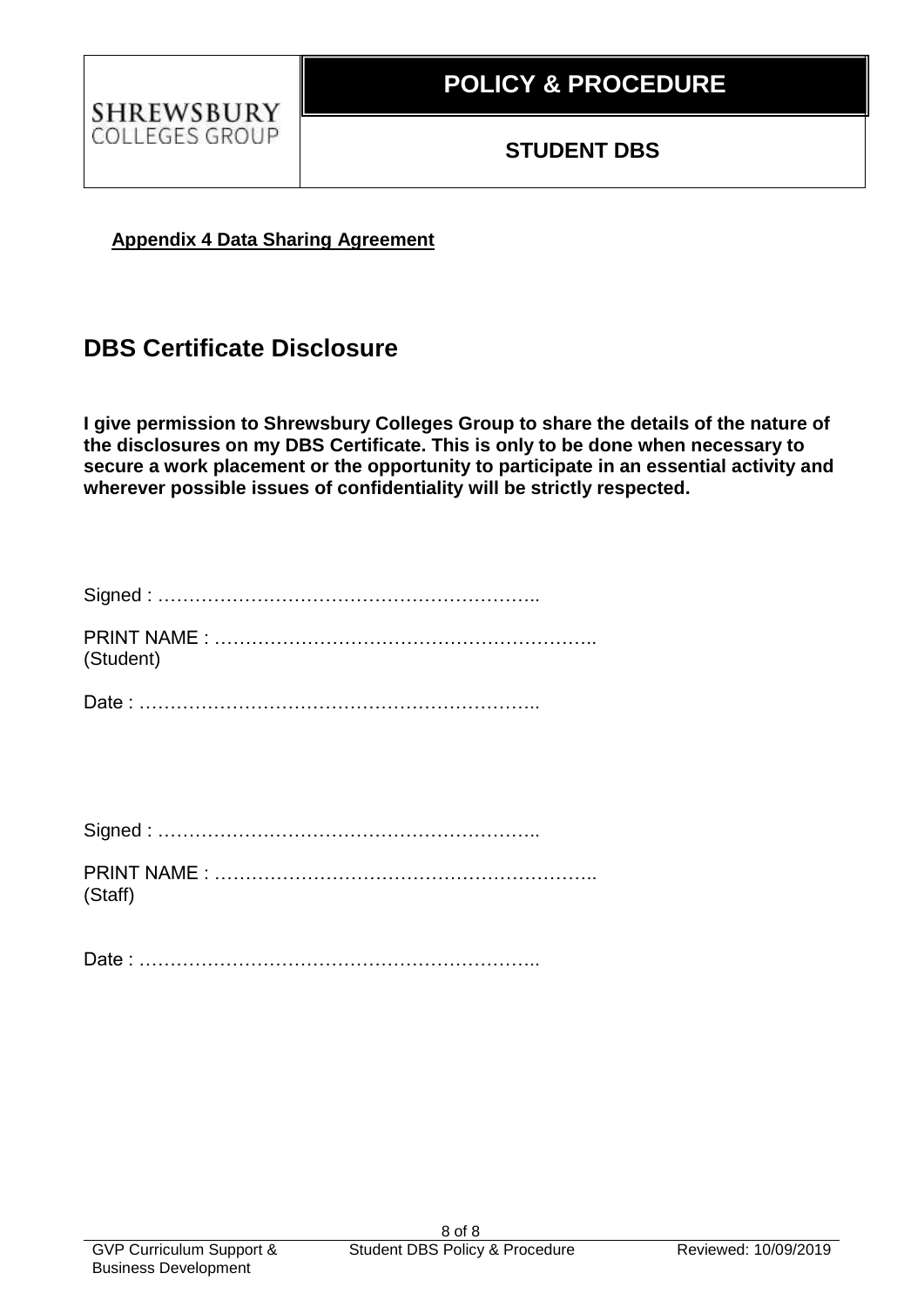**Appendix 4 Data Sharing Agreement**

## DBS Certificate Disclosure

**I give permission to Shrewsbury Colleges Group to share the details of the nature of the disclosures on my DBS Certificate. This is only to be done when necessary to secure a work placement or the opportunity to participate in an essential activity and wherever possible issues of confidentiality will be strictly respected.**

Signed : ……………………………………………………..

PRINT NAME : ……………………………………………………..
(Student)

Date : ………………………………………………………..

Signed : ……………………………………………………..

PRINT NAME : ……………………………………………………..
(Staff)

Date : ………………………………………………………..